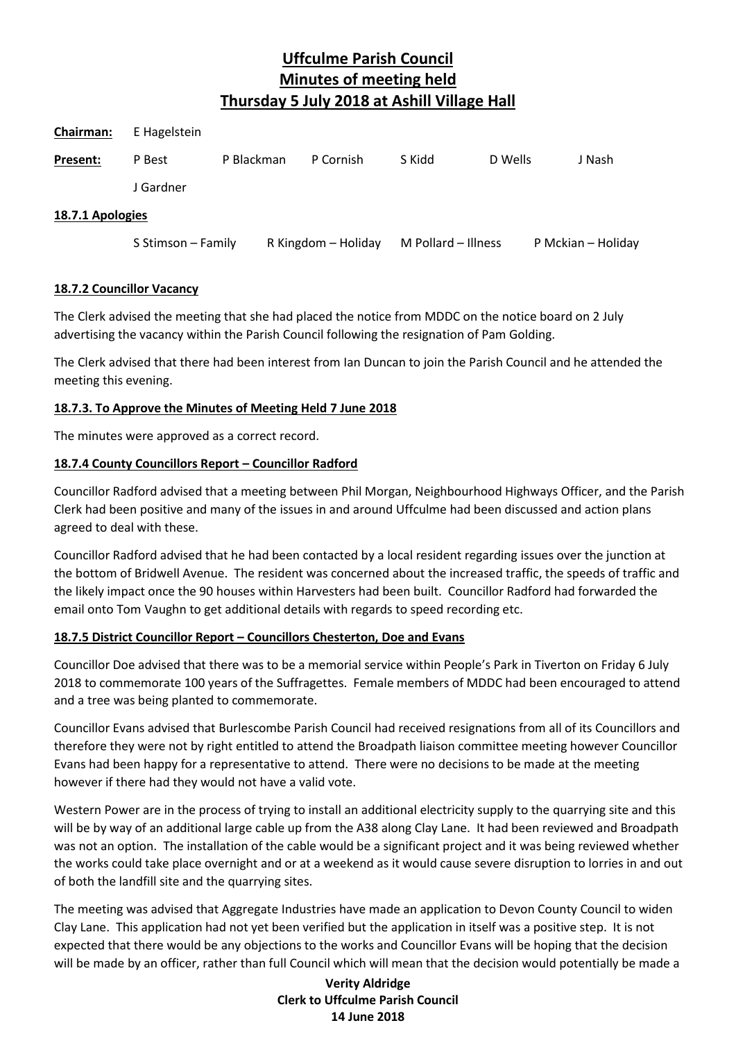# Uffculme Parish Council
# Minutes of meeting held
# Thursday 5 July 2018 at Ashill Village Hall

**Chairman:** E Hagelstein

**Present:** P Best, P Blackman, P Cornish, S Kidd, D Wells, J Nash, J Gardner

**18.7.1 Apologies**

S Stimson – Family, R Kingdom – Holiday, M Pollard – Illness, P Mckian – Holiday

**18.7.2 Councillor Vacancy**

The Clerk advised the meeting that she had placed the notice from MDDC on the notice board on 2 July advertising the vacancy within the Parish Council following the resignation of Pam Golding.

The Clerk advised that there had been interest from Ian Duncan to join the Parish Council and he attended the meeting this evening.

**18.7.3. To Approve the Minutes of Meeting Held 7 June 2018**

The minutes were approved as a correct record.

**18.7.4 County Councillors Report – Councillor Radford**

Councillor Radford advised that a meeting between Phil Morgan, Neighbourhood Highways Officer, and the Parish Clerk had been positive and many of the issues in and around Uffculme had been discussed and action plans agreed to deal with these.

Councillor Radford advised that he had been contacted by a local resident regarding issues over the junction at the bottom of Bridwell Avenue. The resident was concerned about the increased traffic, the speeds of traffic and the likely impact once the 90 houses within Harvesters had been built. Councillor Radford had forwarded the email onto Tom Vaughn to get additional details with regards to speed recording etc.

**18.7.5 District Councillor Report – Councillors Chesterton, Doe and Evans**

Councillor Doe advised that there was to be a memorial service within People's Park in Tiverton on Friday 6 July 2018 to commemorate 100 years of the Suffragettes. Female members of MDDC had been encouraged to attend and a tree was being planted to commemorate.

Councillor Evans advised that Burlescombe Parish Council had received resignations from all of its Councillors and therefore they were not by right entitled to attend the Broadpath liaison committee meeting however Councillor Evans had been happy for a representative to attend. There were no decisions to be made at the meeting however if there had they would not have a valid vote.

Western Power are in the process of trying to install an additional electricity supply to the quarrying site and this will be by way of an additional large cable up from the A38 along Clay Lane. It had been reviewed and Broadpath was not an option. The installation of the cable would be a significant project and it was being reviewed whether the works could take place overnight and or at a weekend as it would cause severe disruption to lorries in and out of both the landfill site and the quarrying sites.

The meeting was advised that Aggregate Industries have made an application to Devon County Council to widen Clay Lane. This application had not yet been verified but the application in itself was a positive step. It is not expected that there would be any objections to the works and Councillor Evans will be hoping that the decision will be made by an officer, rather than full Council which will mean that the decision would potentially be made a

**Verity Aldridge**
**Clerk to Uffculme Parish Council**
**14 June 2018**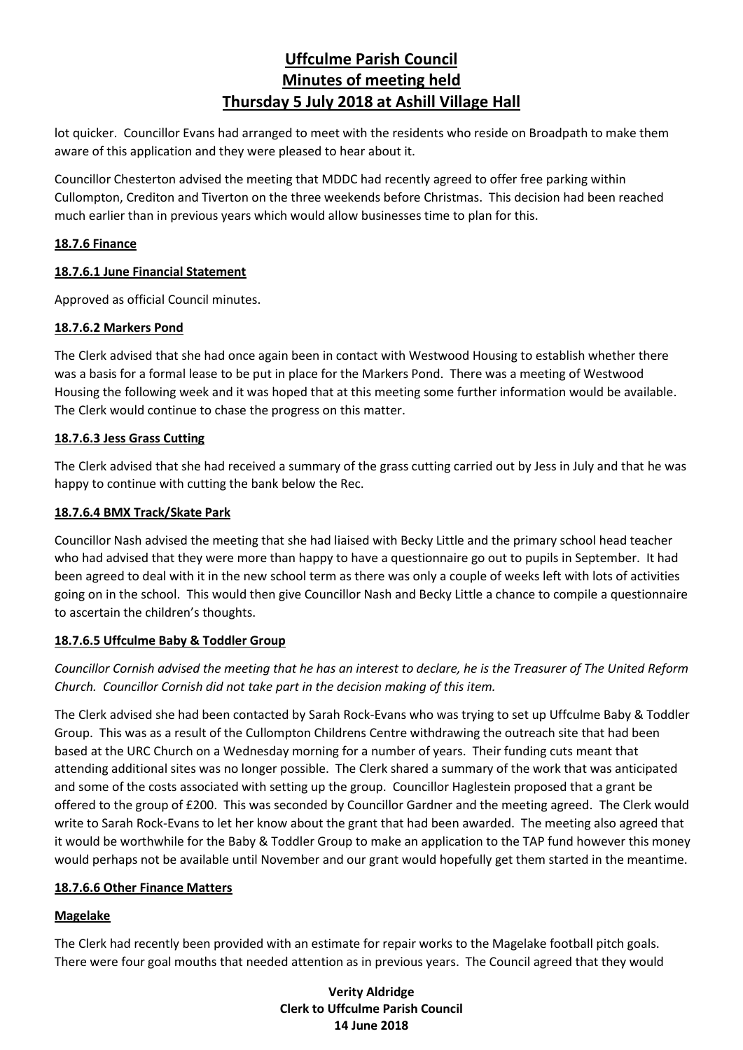lot quicker. Councillor Evans had arranged to meet with the residents who reside on Broadpath to make them aware of this application and they were pleased to hear about it.

Councillor Chesterton advised the meeting that MDDC had recently agreed to offer free parking within Cullompton, Crediton and Tiverton on the three weekends before Christmas. This decision had been reached much earlier than in previous years which would allow businesses time to plan for this.

## 18.7.6 Finance

### 18.7.6.1 June Financial Statement

Approved as official Council minutes.

### 18.7.6.2 Markers Pond

The Clerk advised that she had once again been in contact with Westwood Housing to establish whether there was a basis for a formal lease to be put in place for the Markers Pond. There was a meeting of Westwood Housing the following week and it was hoped that at this meeting some further information would be available. The Clerk would continue to chase the progress on this matter.

### 18.7.6.3 Jess Grass Cutting

The Clerk advised that she had received a summary of the grass cutting carried out by Jess in July and that he was happy to continue with cutting the bank below the Rec.

### 18.7.6.4 BMX Track/Skate Park

Councillor Nash advised the meeting that she had liaised with Becky Little and the primary school head teacher who had advised that they were more than happy to have a questionnaire go out to pupils in September. It had been agreed to deal with it in the new school term as there was only a couple of weeks left with lots of activities going on in the school. This would then give Councillor Nash and Becky Little a chance to compile a questionnaire to ascertain the children's thoughts.

### 18.7.6.5 Uffculme Baby & Toddler Group

*Councillor Cornish advised the meeting that he has an interest to declare, he is the Treasurer of The United Reform Church. Councillor Cornish did not take part in the decision making of this item.*

The Clerk advised she had been contacted by Sarah Rock-Evans who was trying to set up Uffculme Baby & Toddler Group. This was as a result of the Cullompton Childrens Centre withdrawing the outreach site that had been based at the URC Church on a Wednesday morning for a number of years. Their funding cuts meant that attending additional sites was no longer possible. The Clerk shared a summary of the work that was anticipated and some of the costs associated with setting up the group. Councillor Haglestein proposed that a grant be offered to the group of £200. This was seconded by Councillor Gardner and the meeting agreed. The Clerk would write to Sarah Rock-Evans to let her know about the grant that had been awarded. The meeting also agreed that it would be worthwhile for the Baby & Toddler Group to make an application to the TAP fund however this money would perhaps not be available until November and our grant would hopefully get them started in the meantime.

### 18.7.6.6 Other Finance Matters

#### Magelake

The Clerk had recently been provided with an estimate for repair works to the Magelake football pitch goals. There were four goal mouths that needed attention as in previous years. The Council agreed that they would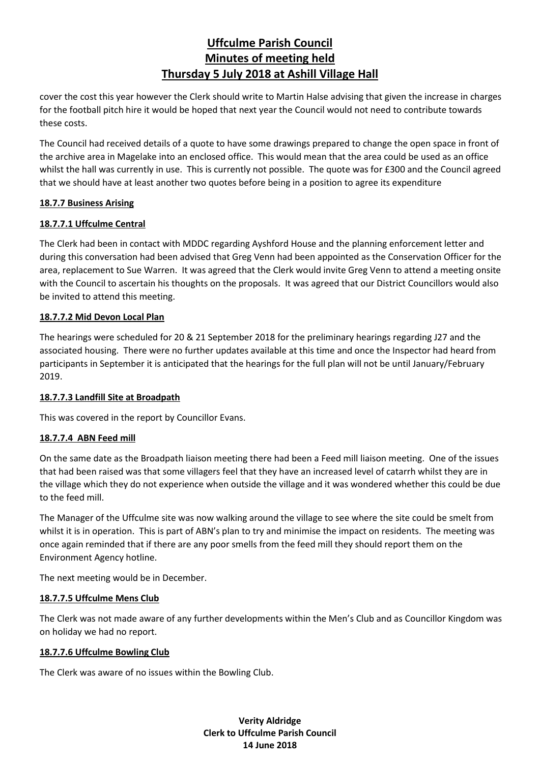cover the cost this year however the Clerk should write to Martin Halse advising that given the increase in charges for the football pitch hire it would be hoped that next year the Council would not need to contribute towards these costs.

The Council had received details of a quote to have some drawings prepared to change the open space in front of the archive area in Magelake into an enclosed office. This would mean that the area could be used as an office whilst the hall was currently in use. This is currently not possible. The quote was for £300 and the Council agreed that we should have at least another two quotes before being in a position to agree its expenditure

**18.7.7 Business Arising**

**18.7.7.1 Uffculme Central**

The Clerk had been in contact with MDDC regarding Ayshford House and the planning enforcement letter and during this conversation had been advised that Greg Venn had been appointed as the Conservation Officer for the area, replacement to Sue Warren. It was agreed that the Clerk would invite Greg Venn to attend a meeting onsite with the Council to ascertain his thoughts on the proposals. It was agreed that our District Councillors would also be invited to attend this meeting.

**18.7.7.2 Mid Devon Local Plan**

The hearings were scheduled for 20 & 21 September 2018 for the preliminary hearings regarding J27 and the associated housing. There were no further updates available at this time and once the Inspector had heard from participants in September it is anticipated that the hearings for the full plan will not be until January/February 2019.

**18.7.7.3 Landfill Site at Broadpath**

This was covered in the report by Councillor Evans.

**18.7.7.4 ABN Feed mill**

On the same date as the Broadpath liaison meeting there had been a Feed mill liaison meeting. One of the issues that had been raised was that some villagers feel that they have an increased level of catarrh whilst they are in the village which they do not experience when outside the village and it was wondered whether this could be due to the feed mill.

The Manager of the Uffculme site was now walking around the village to see where the site could be smelt from whilst it is in operation. This is part of ABN's plan to try and minimise the impact on residents. The meeting was once again reminded that if there are any poor smells from the feed mill they should report them on the Environment Agency hotline.

The next meeting would be in December.

**18.7.7.5 Uffculme Mens Club**

The Clerk was not made aware of any further developments within the Men's Club and as Councillor Kingdom was on holiday we had no report.

**18.7.7.6 Uffculme Bowling Club**

The Clerk was aware of no issues within the Bowling Club.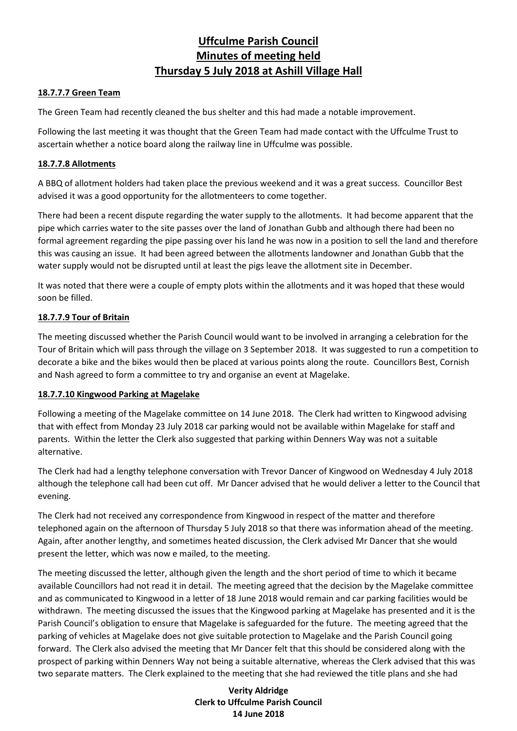**Uffculme Parish Council**
**Minutes of meeting held**
**Thursday 5 July 2018 at Ashill Village Hall**

**18.7.7.7 Green Team**

The Green Team had recently cleaned the bus shelter and this had made a notable improvement.

Following the last meeting it was thought that the Green Team had made contact with the Uffculme Trust to ascertain whether a notice board along the railway line in Uffculme was possible.

**18.7.7.8 Allotments**

A BBQ of allotment holders had taken place the previous weekend and it was a great success. Councillor Best advised it was a good opportunity for the allotmenteers to come together.

There had been a recent dispute regarding the water supply to the allotments. It had become apparent that the pipe which carries water to the site passes over the land of Jonathan Gubb and although there had been no formal agreement regarding the pipe passing over his land he was now in a position to sell the land and therefore this was causing an issue. It had been agreed between the allotments landowner and Jonathan Gubb that the water supply would not be disrupted until at least the pigs leave the allotment site in December.

It was noted that there were a couple of empty plots within the allotments and it was hoped that these would soon be filled.

**18.7.7.9 Tour of Britain**

The meeting discussed whether the Parish Council would want to be involved in arranging a celebration for the Tour of Britain which will pass through the village on 3 September 2018. It was suggested to run a competition to decorate a bike and the bikes would then be placed at various points along the route. Councillors Best, Cornish and Nash agreed to form a committee to try and organise an event at Magelake.

**18.7.7.10 Kingwood Parking at Magelake**

Following a meeting of the Magelake committee on 14 June 2018. The Clerk had written to Kingwood advising that with effect from Monday 23 July 2018 car parking would not be available within Magelake for staff and parents. Within the letter the Clerk also suggested that parking within Denners Way was not a suitable alternative.

The Clerk had had a lengthy telephone conversation with Trevor Dancer of Kingwood on Wednesday 4 July 2018 although the telephone call had been cut off. Mr Dancer advised that he would deliver a letter to the Council that evening.

The Clerk had not received any correspondence from Kingwood in respect of the matter and therefore telephoned again on the afternoon of Thursday 5 July 2018 so that there was information ahead of the meeting. Again, after another lengthy, and sometimes heated discussion, the Clerk advised Mr Dancer that she would present the letter, which was now e mailed, to the meeting.

The meeting discussed the letter, although given the length and the short period of time to which it became available Councillors had not read it in detail. The meeting agreed that the decision by the Magelake committee and as communicated to Kingwood in a letter of 18 June 2018 would remain and car parking facilities would be withdrawn. The meeting discussed the issues that the Kingwood parking at Magelake has presented and it is the Parish Council's obligation to ensure that Magelake is safeguarded for the future. The meeting agreed that the parking of vehicles at Magelake does not give suitable protection to Magelake and the Parish Council going forward. The Clerk also advised the meeting that Mr Dancer felt that this should be considered along with the prospect of parking within Denners Way not being a suitable alternative, whereas the Clerk advised that this was two separate matters. The Clerk explained to the meeting that she had reviewed the title plans and she had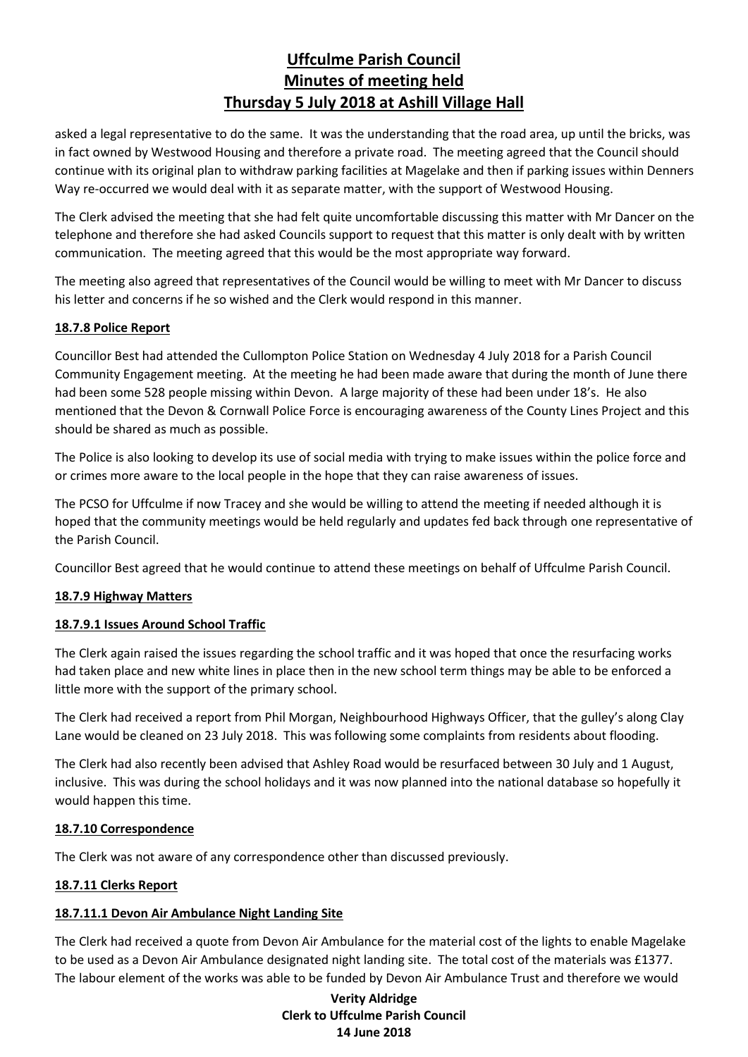asked a legal representative to do the same. It was the understanding that the road area, up until the bricks, was in fact owned by Westwood Housing and therefore a private road. The meeting agreed that the Council should continue with its original plan to withdraw parking facilities at Magelake and then if parking issues within Denners Way re-occurred we would deal with it as separate matter, with the support of Westwood Housing.

The Clerk advised the meeting that she had felt quite uncomfortable discussing this matter with Mr Dancer on the telephone and therefore she had asked Councils support to request that this matter is only dealt with by written communication. The meeting agreed that this would be the most appropriate way forward.

The meeting also agreed that representatives of the Council would be willing to meet with Mr Dancer to discuss his letter and concerns if he so wished and the Clerk would respond in this manner.

**18.7.8 Police Report**

Councillor Best had attended the Cullompton Police Station on Wednesday 4 July 2018 for a Parish Council Community Engagement meeting. At the meeting he had been made aware that during the month of June there had been some 528 people missing within Devon. A large majority of these had been under 18's. He also mentioned that the Devon & Cornwall Police Force is encouraging awareness of the County Lines Project and this should be shared as much as possible.

The Police is also looking to develop its use of social media with trying to make issues within the police force and or crimes more aware to the local people in the hope that they can raise awareness of issues.

The PCSO for Uffculme if now Tracey and she would be willing to attend the meeting if needed although it is hoped that the community meetings would be held regularly and updates fed back through one representative of the Parish Council.

Councillor Best agreed that he would continue to attend these meetings on behalf of Uffculme Parish Council.

**18.7.9 Highway Matters**

**18.7.9.1 Issues Around School Traffic**

The Clerk again raised the issues regarding the school traffic and it was hoped that once the resurfacing works had taken place and new white lines in place then in the new school term things may be able to be enforced a little more with the support of the primary school.

The Clerk had received a report from Phil Morgan, Neighbourhood Highways Officer, that the gulley's along Clay Lane would be cleaned on 23 July 2018. This was following some complaints from residents about flooding.

The Clerk had also recently been advised that Ashley Road would be resurfaced between 30 July and 1 August, inclusive. This was during the school holidays and it was now planned into the national database so hopefully it would happen this time.

**18.7.10 Correspondence**

The Clerk was not aware of any correspondence other than discussed previously.

**18.7.11 Clerks Report**

**18.7.11.1 Devon Air Ambulance Night Landing Site**

The Clerk had received a quote from Devon Air Ambulance for the material cost of the lights to enable Magelake to be used as a Devon Air Ambulance designated night landing site. The total cost of the materials was £1377. The labour element of the works was able to be funded by Devon Air Ambulance Trust and therefore we would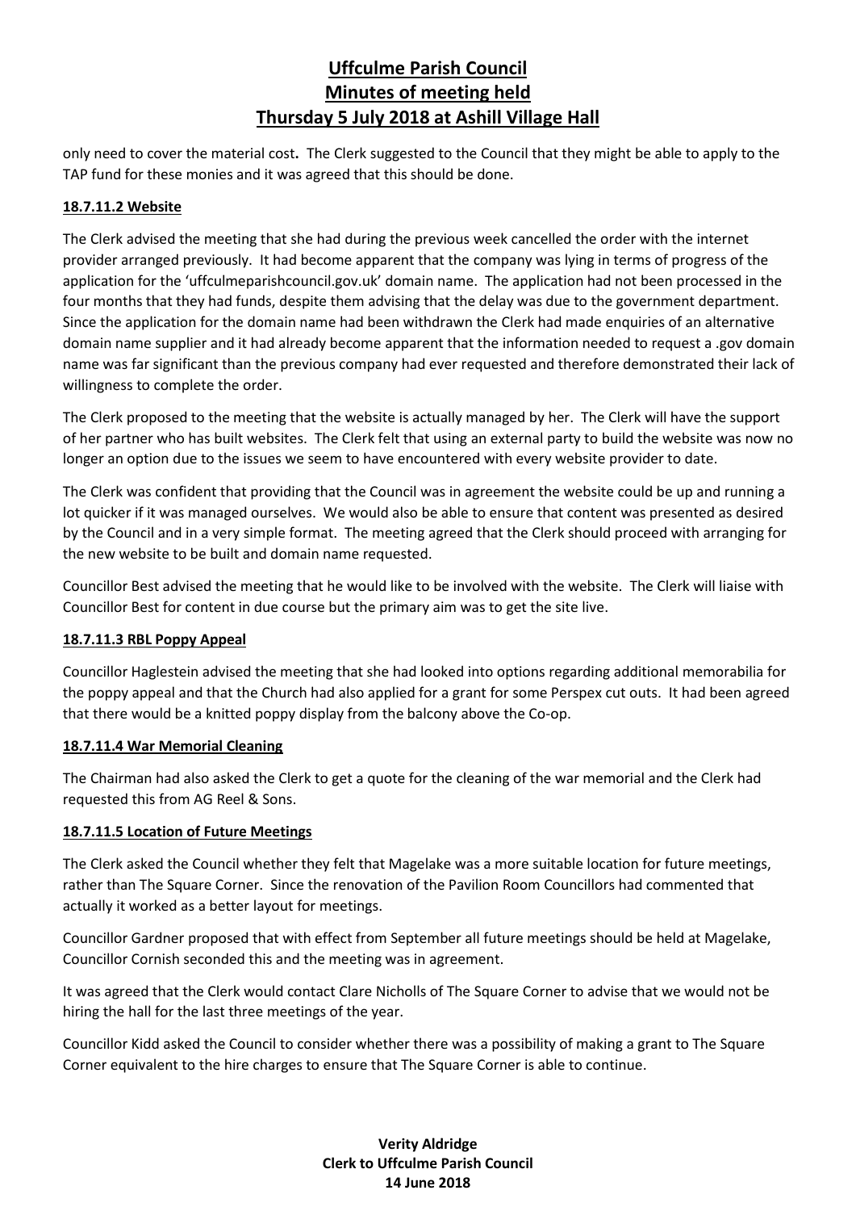only need to cover the material cost**.** The Clerk suggested to the Council that they might be able to apply to the TAP fund for these monies and it was agreed that this should be done.

**18.7.11.2 Website**

The Clerk advised the meeting that she had during the previous week cancelled the order with the internet provider arranged previously. It had become apparent that the company was lying in terms of progress of the application for the 'uffculmeparishcouncil.gov.uk' domain name. The application had not been processed in the four months that they had funds, despite them advising that the delay was due to the government department. Since the application for the domain name had been withdrawn the Clerk had made enquiries of an alternative domain name supplier and it had already become apparent that the information needed to request a .gov domain name was far significant than the previous company had ever requested and therefore demonstrated their lack of willingness to complete the order.

The Clerk proposed to the meeting that the website is actually managed by her. The Clerk will have the support of her partner who has built websites. The Clerk felt that using an external party to build the website was now no longer an option due to the issues we seem to have encountered with every website provider to date.

The Clerk was confident that providing that the Council was in agreement the website could be up and running a lot quicker if it was managed ourselves. We would also be able to ensure that content was presented as desired by the Council and in a very simple format. The meeting agreed that the Clerk should proceed with arranging for the new website to be built and domain name requested.

Councillor Best advised the meeting that he would like to be involved with the website. The Clerk will liaise with Councillor Best for content in due course but the primary aim was to get the site live.

**18.7.11.3 RBL Poppy Appeal**

Councillor Haglestein advised the meeting that she had looked into options regarding additional memorabilia for the poppy appeal and that the Church had also applied for a grant for some Perspex cut outs. It had been agreed that there would be a knitted poppy display from the balcony above the Co-op.

**18.7.11.4 War Memorial Cleaning**

The Chairman had also asked the Clerk to get a quote for the cleaning of the war memorial and the Clerk had requested this from AG Reel & Sons.

**18.7.11.5 Location of Future Meetings**

The Clerk asked the Council whether they felt that Magelake was a more suitable location for future meetings, rather than The Square Corner. Since the renovation of the Pavilion Room Councillors had commented that actually it worked as a better layout for meetings.

Councillor Gardner proposed that with effect from September all future meetings should be held at Magelake, Councillor Cornish seconded this and the meeting was in agreement.

It was agreed that the Clerk would contact Clare Nicholls of The Square Corner to advise that we would not be hiring the hall for the last three meetings of the year.

Councillor Kidd asked the Council to consider whether there was a possibility of making a grant to The Square Corner equivalent to the hire charges to ensure that The Square Corner is able to continue.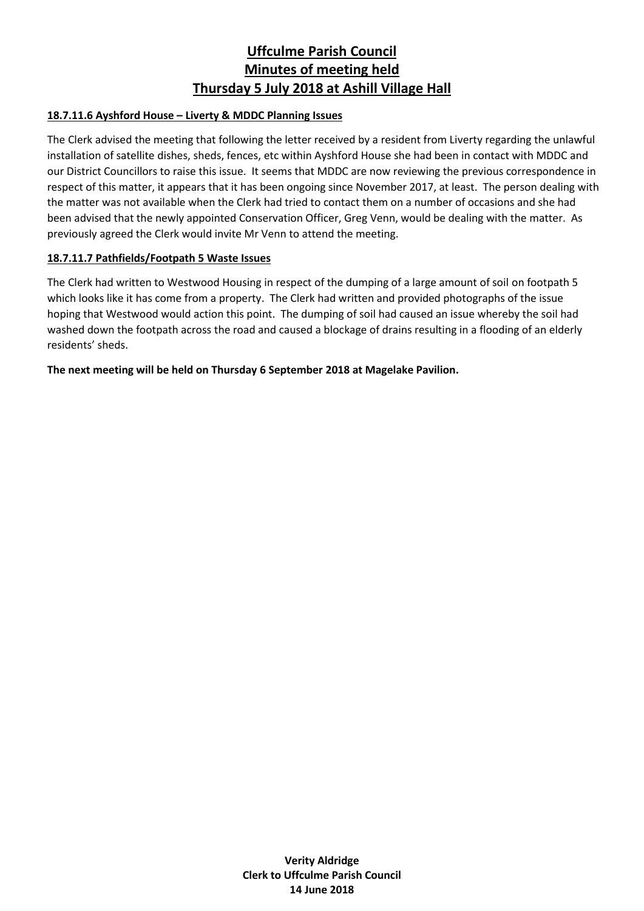# Uffculme Parish Council
# Minutes of meeting held
# Thursday 5 July 2018 at Ashill Village Hall

**18.7.11.6 Ayshford House – Liverty & MDDC Planning Issues**

The Clerk advised the meeting that following the letter received by a resident from Liverty regarding the unlawful installation of satellite dishes, sheds, fences, etc within Ayshford House she had been in contact with MDDC and our District Councillors to raise this issue. It seems that MDDC are now reviewing the previous correspondence in respect of this matter, it appears that it has been ongoing since November 2017, at least. The person dealing with the matter was not available when the Clerk had tried to contact them on a number of occasions and she had been advised that the newly appointed Conservation Officer, Greg Venn, would be dealing with the matter. As previously agreed the Clerk would invite Mr Venn to attend the meeting.

**18.7.11.7 Pathfields/Footpath 5 Waste Issues**

The Clerk had written to Westwood Housing in respect of the dumping of a large amount of soil on footpath 5 which looks like it has come from a property. The Clerk had written and provided photographs of the issue hoping that Westwood would action this point. The dumping of soil had caused an issue whereby the soil had washed down the footpath across the road and caused a blockage of drains resulting in a flooding of an elderly residents' sheds.

**The next meeting will be held on Thursday 6 September 2018 at Magelake Pavilion.**

**Verity Aldridge**
**Clerk to Uffculme Parish Council**
**14 June 2018**